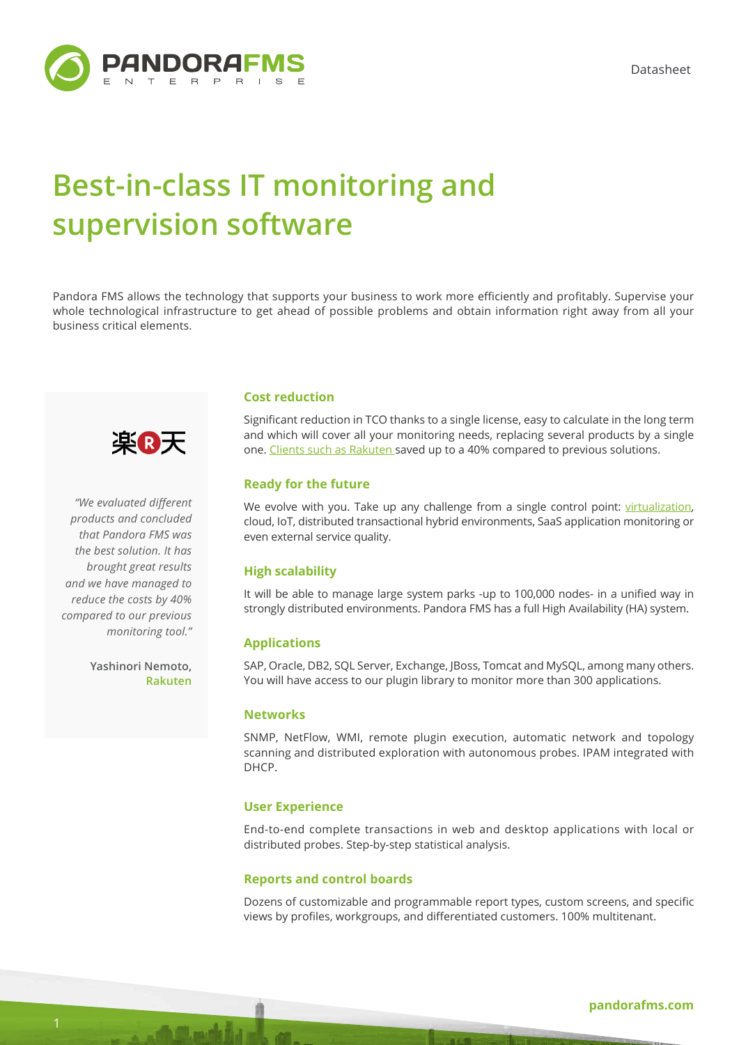PANDORAFMS ENTERPRISE

Datasheet

# Best-in-class IT monitoring and supervision software

Pandora FMS allows the technology that supports your business to work more efficiently and profitably. Supervise your whole technological infrastructure to get ahead of possible problems and obtain information right away from all your business critical elements.

楽天

*"We evaluated different products and concluded that Pandora FMS was the best solution. It has brought great results and we have managed to reduce the costs by 40% compared to our previous monitoring tool."*

**Yashinori Nemoto,**
**Rakuten**

### Cost reduction

Significant reduction in TCO thanks to a single license, easy to calculate in the long term and which will cover all your monitoring needs, replacing several products by a single one. Clients such as Rakuten saved up to a 40% compared to previous solutions.

### Ready for the future

We evolve with you. Take up any challenge from a single control point: virtualization, cloud, IoT, distributed transactional hybrid environments, SaaS application monitoring or even external service quality.

### High scalability

It will be able to manage large system parks -up to 100,000 nodes- in a unified way in strongly distributed environments. Pandora FMS has a full High Availability (HA) system.

### Applications

SAP, Oracle, DB2, SQL Server, Exchange, JBoss, Tomcat and MySQL, among many others. You will have access to our plugin library to monitor more than 300 applications.

### Networks

SNMP, NetFlow, WMI, remote plugin execution, automatic network and topology scanning and distributed exploration with autonomous probes. IPAM integrated with DHCP.

### User Experience

End-to-end complete transactions in web and desktop applications with local or distributed probes. Step-by-step statistical analysis.

### Reports and control boards

Dozens of customizable and programmable report types, custom screens, and specific views by profiles, workgroups, and differentiated customers. 100% multitenant.

pandorafms.com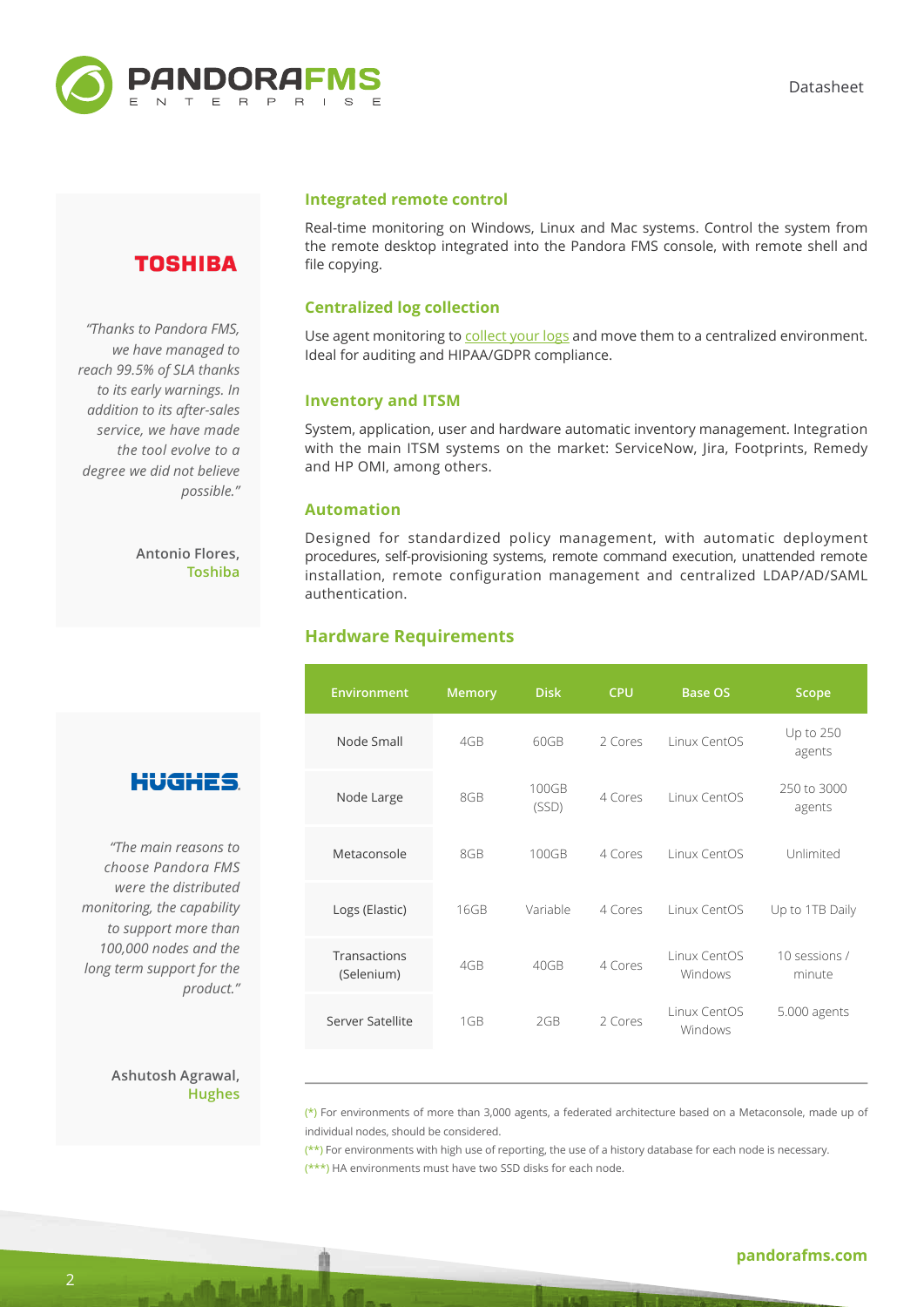## Integrated remote control

Real-time monitoring on Windows, Linux and Mac systems. Control the system from the remote desktop integrated into the Pandora FMS console, with remote shell and file copying.

## Centralized log collection

Use agent monitoring to collect your logs and move them to a centralized environment. Ideal for auditing and HIPAA/GDPR compliance.

## Inventory and ITSM

System, application, user and hardware automatic inventory management. Integration with the main ITSM systems on the market: ServiceNow, Jira, Footprints, Remedy and HP OMI, among others.

## Automation

Designed for standardized policy management, with automatic deployment procedures, self-provisioning systems, remote command execution, unattended remote installation, remote configuration management and centralized LDAP/AD/SAML authentication.

**TOSHIBA**

*"Thanks to Pandora FMS, we have managed to reach 99.5% of SLA thanks to its early warnings. In addition to its after-sales service, we have made the tool evolve to a degree we did not believe possible."*

**Antonio Flores, Toshiba**

## Hardware Requirements

| Environment | Memory | Disk | CPU | Base OS | Scope |
|---|---|---|---|---|---|
| Node Small | 4GB | 60GB | 2 Cores | Linux CentOS | Up to 250 agents |
| Node Large | 8GB | 100GB (SSD) | 4 Cores | Linux CentOS | 250 to 3000 agents |
| Metaconsole | 8GB | 100GB | 4 Cores | Linux CentOS | Unlimited |
| Logs (Elastic) | 16GB | Variable | 4 Cores | Linux CentOS | Up to 1TB Daily |
| Transactions (Selenium) | 4GB | 40GB | 4 Cores | Linux CentOS Windows | 10 sessions / minute |
| Server Satellite | 1GB | 2GB | 2 Cores | Linux CentOS Windows | 5.000 agents |

(*) For environments of more than 3,000 agents, a federated architecture based on a Metaconsole, made up of individual nodes, should be considered.

(**) For environments with high use of reporting, the use of a history database for each node is necessary.

(***) HA environments must have two SSD disks for each node.

**HUGHES**

*"The main reasons to choose Pandora FMS were the distributed monitoring, the capability to support more than 100,000 nodes and the long term support for the product."*

**Ashutosh Agrawal, Hughes**

pandorafms.com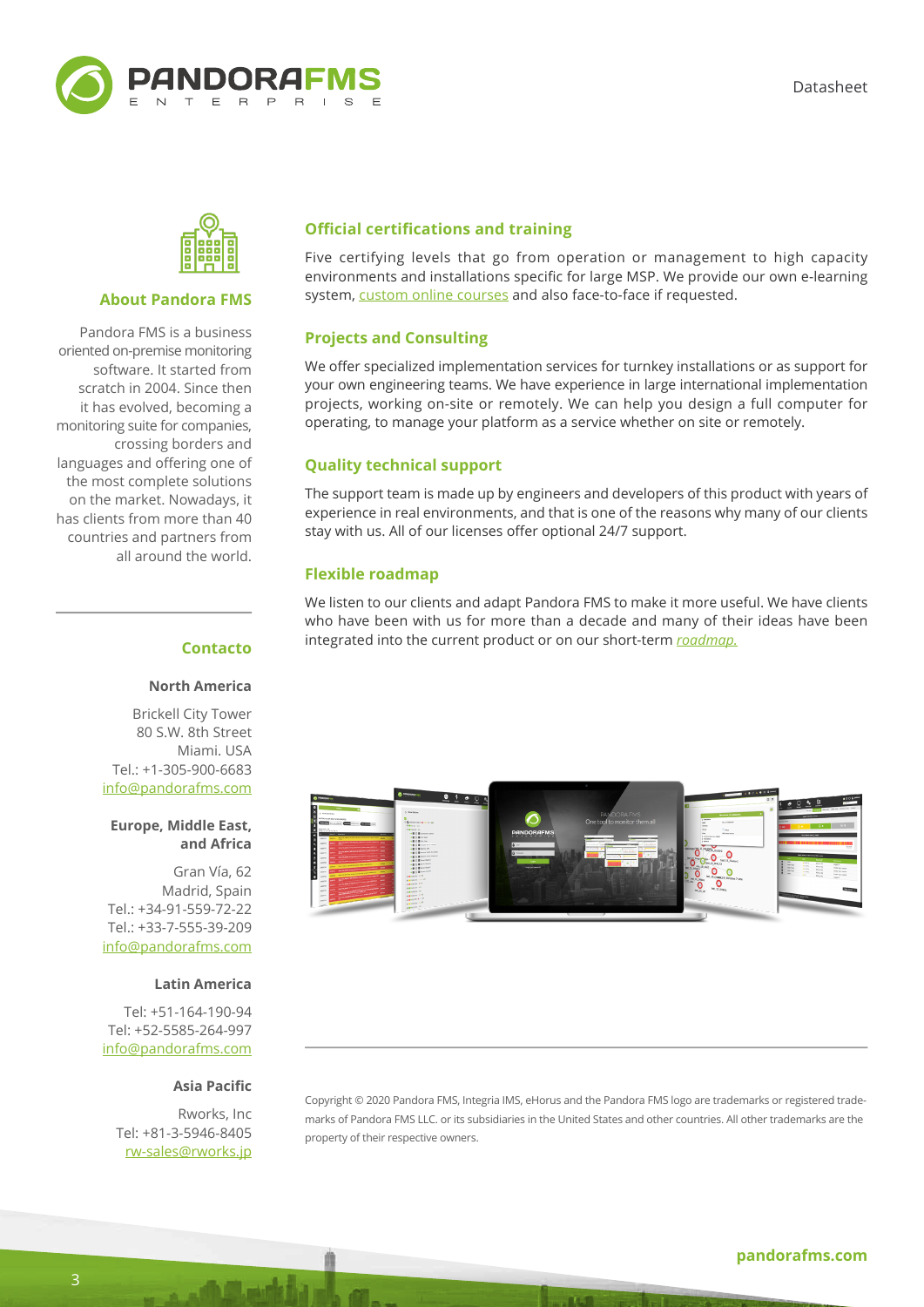## About Pandora FMS

Pandora FMS is a business oriented on-premise monitoring software. It started from scratch in 2004. Since then it has evolved, becoming a monitoring suite for companies, crossing borders and languages and offering one of the most complete solutions on the market. Nowadays, it has clients from more than 40 countries and partners from all around the world.

## Contacto

**North America**

Brickell City Tower
80 S.W. 8th Street
Miami. USA
Tel.: +1-305-900-6683
info@pandorafms.com

**Europe, Middle East, and Africa**

Gran Vía, 62
Madrid, Spain
Tel.: +34-91-559-72-22
Tel.: +33-7-555-39-209
info@pandorafms.com

**Latin America**

Tel: +51-164-190-94
Tel: +52-5585-264-997
info@pandorafms.com

**Asia Pacific**

Rworks, Inc
Tel: +81-3-5946-8405
rw-sales@rworks.jp

## Official certifications and training

Five certifying levels that go from operation or management to high capacity environments and installations specific for large MSP. We provide our own e-learning system, custom online courses and also face-to-face if requested.

## Projects and Consulting

We offer specialized implementation services for turnkey installations or as support for your own engineering teams. We have experience in large international implementation projects, working on-site or remotely. We can help you design a full computer for operating, to manage your platform as a service whether on site or remotely.

## Quality technical support

The support team is made up by engineers and developers of this product with years of experience in real environments, and that is one of the reasons why many of our clients stay with us. All of our licenses offer optional 24/7 support.

## Flexible roadmap

We listen to our clients and adapt Pandora FMS to make it more useful. We have clients who have been with us for more than a decade and many of their ideas have been integrated into the current product or on our short-term *roadmap.*

Copyright © 2020 Pandora FMS, Integria IMS, eHorus and the Pandora FMS logo are trademarks or registered trademarks of Pandora FMS LLC. or its subsidiaries in the United States and other countries. All other trademarks are the property of their respective owners.

pandorafms.com